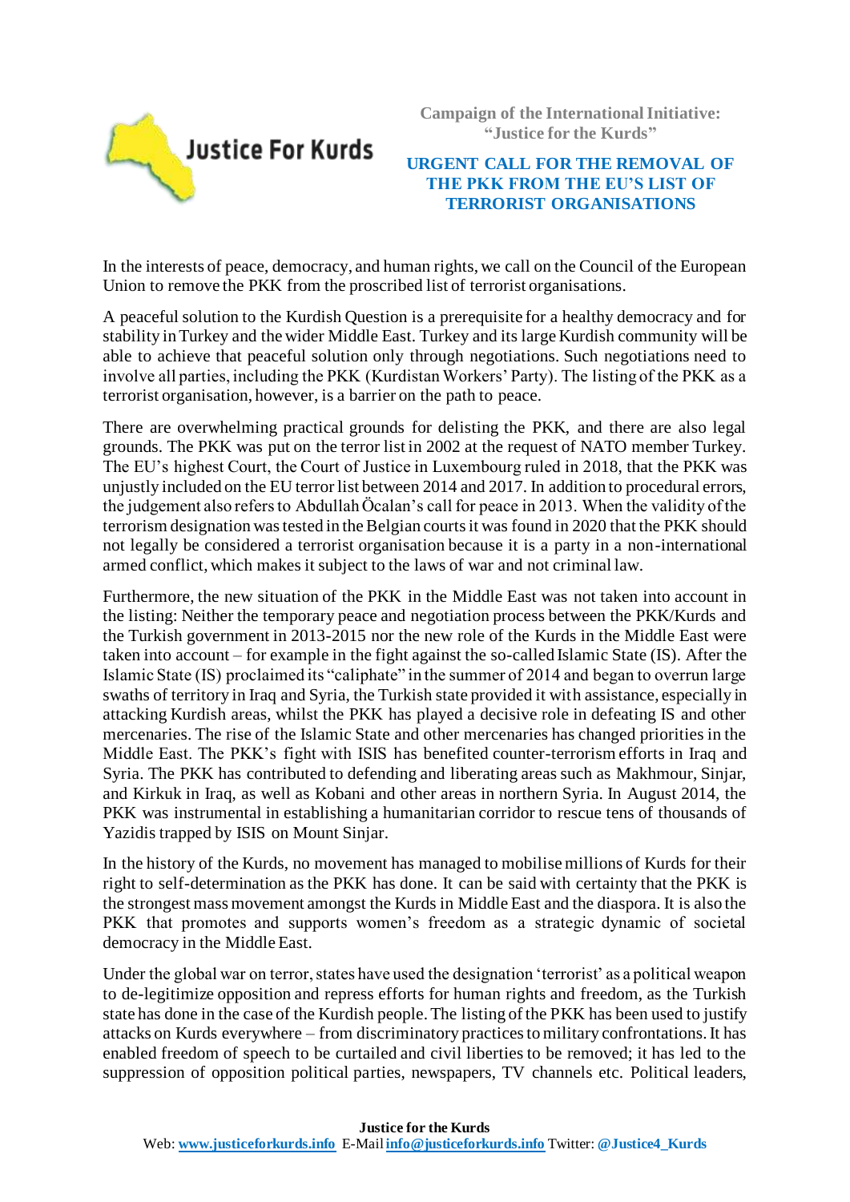Justice For Kurds

Campaign of the International Initiative:
"Justice for the Kurds"

# URGENT CALL FOR THE REMOVAL OF THE PKK FROM THE EU'S LIST OF TERRORIST ORGANISATIONS

In the interests of peace, democracy, and human rights, we call on the Council of the European Union to remove the PKK from the proscribed list of terrorist organisations.

A peaceful solution to the Kurdish Question is a prerequisite for a healthy democracy and for stability in Turkey and the wider Middle East. Turkey and its large Kurdish community will be able to achieve that peaceful solution only through negotiations. Such negotiations need to involve all parties, including the PKK (Kurdistan Workers' Party). The listing of the PKK as a terrorist organisation, however, is a barrier on the path to peace.

There are overwhelming practical grounds for delisting the PKK, and there are also legal grounds. The PKK was put on the terror list in 2002 at the request of NATO member Turkey. The EU's highest Court, the Court of Justice in Luxembourg ruled in 2018, that the PKK was unjustly included on the EU terror list between 2014 and 2017. In addition to procedural errors, the judgement also refers to Abdullah Öcalan's call for peace in 2013. When the validity of the terrorism designation was tested in the Belgian courts it was found in 2020 that the PKK should not legally be considered a terrorist organisation because it is a party in a non-international armed conflict, which makes it subject to the laws of war and not criminal law.

Furthermore, the new situation of the PKK in the Middle East was not taken into account in the listing: Neither the temporary peace and negotiation process between the PKK/Kurds and the Turkish government in 2013-2015 nor the new role of the Kurds in the Middle East were taken into account – for example in the fight against the so-called Islamic State (IS). After the Islamic State (IS) proclaimed its "caliphate" in the summer of 2014 and began to overrun large swaths of territory in Iraq and Syria, the Turkish state provided it with assistance, especially in attacking Kurdish areas, whilst the PKK has played a decisive role in defeating IS and other mercenaries. The rise of the Islamic State and other mercenaries has changed priorities in the Middle East. The PKK's fight with ISIS has benefited counter-terrorism efforts in Iraq and Syria. The PKK has contributed to defending and liberating areas such as Makhmour, Sinjar, and Kirkuk in Iraq, as well as Kobani and other areas in northern Syria. In August 2014, the PKK was instrumental in establishing a humanitarian corridor to rescue tens of thousands of Yazidis trapped by ISIS on Mount Sinjar.

In the history of the Kurds, no movement has managed to mobilise millions of Kurds for their right to self-determination as the PKK has done. It can be said with certainty that the PKK is the strongest mass movement amongst the Kurds in Middle East and the diaspora. It is also the PKK that promotes and supports women's freedom as a strategic dynamic of societal democracy in the Middle East.

Under the global war on terror, states have used the designation 'terrorist' as a political weapon to de-legitimize opposition and repress efforts for human rights and freedom, as the Turkish state has done in the case of the Kurdish people. The listing of the PKK has been used to justify attacks on Kurds everywhere – from discriminatory practices to military confrontations. It has enabled freedom of speech to be curtailed and civil liberties to be removed; it has led to the suppression of opposition political parties, newspapers, TV channels etc. Political leaders,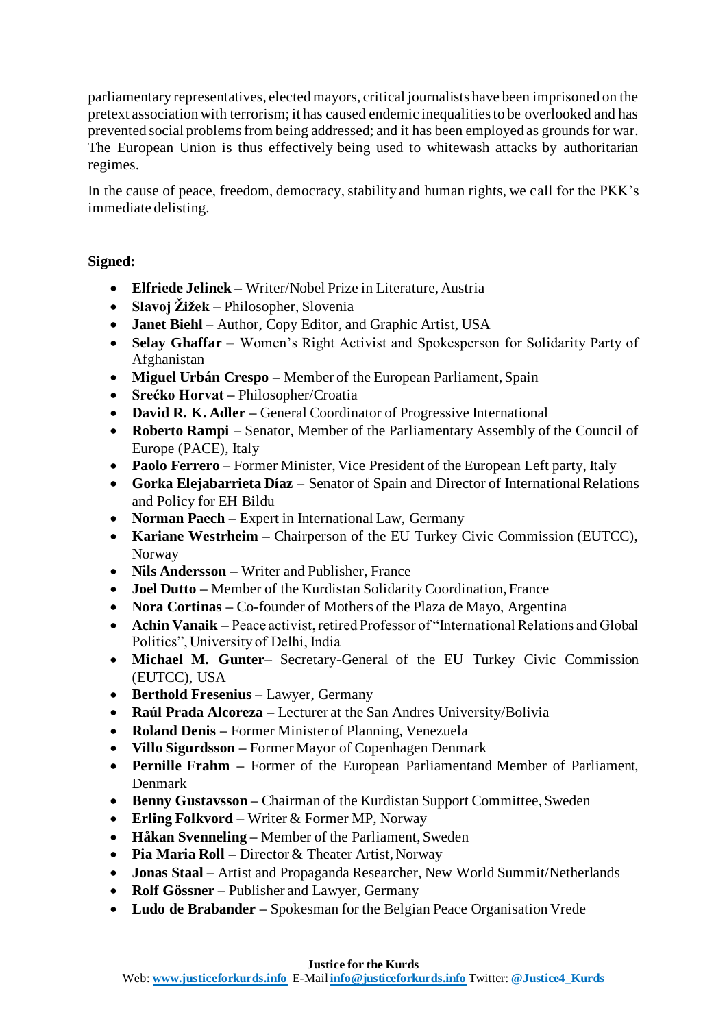parliamentary representatives, elected mayors, critical journalists have been imprisoned on the pretext association with terrorism; it has caused endemic inequalities to be overlooked and has prevented social problems from being addressed; and it has been employed as grounds for war. The European Union is thus effectively being used to whitewash attacks by authoritarian regimes.

In the cause of peace, freedom, democracy, stability and human rights, we call for the PKK's immediate delisting.

**Signed:**

- **Elfriede Jelinek** – Writer/Nobel Prize in Literature, Austria
- **Slavoj Žižek** – Philosopher, Slovenia
- **Janet Biehl** – Author, Copy Editor, and Graphic Artist, USA
- **Selay Ghaffar** – Women's Right Activist and Spokesperson for Solidarity Party of Afghanistan
- **Miguel Urbán Crespo** – Member of the European Parliament, Spain
- **Srećko Horvat** – Philosopher/Croatia
- **David R. K. Adler** – General Coordinator of Progressive International
- **Roberto Rampi** – Senator, Member of the Parliamentary Assembly of the Council of Europe (PACE), Italy
- **Paolo Ferrero** – Former Minister, Vice President of the European Left party, Italy
- **Gorka Elejabarrieta Díaz** – Senator of Spain and Director of International Relations and Policy for EH Bildu
- **Norman Paech** – Expert in International Law, Germany
- **Kariane Westrheim** – Chairperson of the EU Turkey Civic Commission (EUTCC), Norway
- **Nils Andersson** – Writer and Publisher, France
- **Joel Dutto** – Member of the Kurdistan Solidarity Coordination, France
- **Nora Cortinas** – Co-founder of Mothers of the Plaza de Mayo, Argentina
- **Achin Vanaik** – Peace activist, retired Professor of "International Relations and Global Politics", University of Delhi, India
- **Michael M. Gunter**– Secretary-General of the EU Turkey Civic Commission (EUTCC), USA
- **Berthold Fresenius** – Lawyer, Germany
- **Raúl Prada Alcoreza** – Lecturer at the San Andres University/Bolivia
- **Roland Denis** – Former Minister of Planning, Venezuela
- **Villo Sigurdsson** – Former Mayor of Copenhagen Denmark
- **Pernille Frahm** – Former of the European Parliamentand Member of Parliament, Denmark
- **Benny Gustavsson** – Chairman of the Kurdistan Support Committee, Sweden
- **Erling Folkvord** – Writer & Former MP, Norway
- **Håkan Svenneling** – Member of the Parliament, Sweden
- **Pia Maria Roll** – Director & Theater Artist, Norway
- **Jonas Staal** – Artist and Propaganda Researcher, New World Summit/Netherlands
- **Rolf Gössner** – Publisher and Lawyer, Germany
- **Ludo de Brabander** – Spokesman for the Belgian Peace Organisation Vrede

**Justice for the Kurds**
Web: www.justiceforkurds.info E-Mail info@justiceforkurds.info Twitter: @Justice4_Kurds